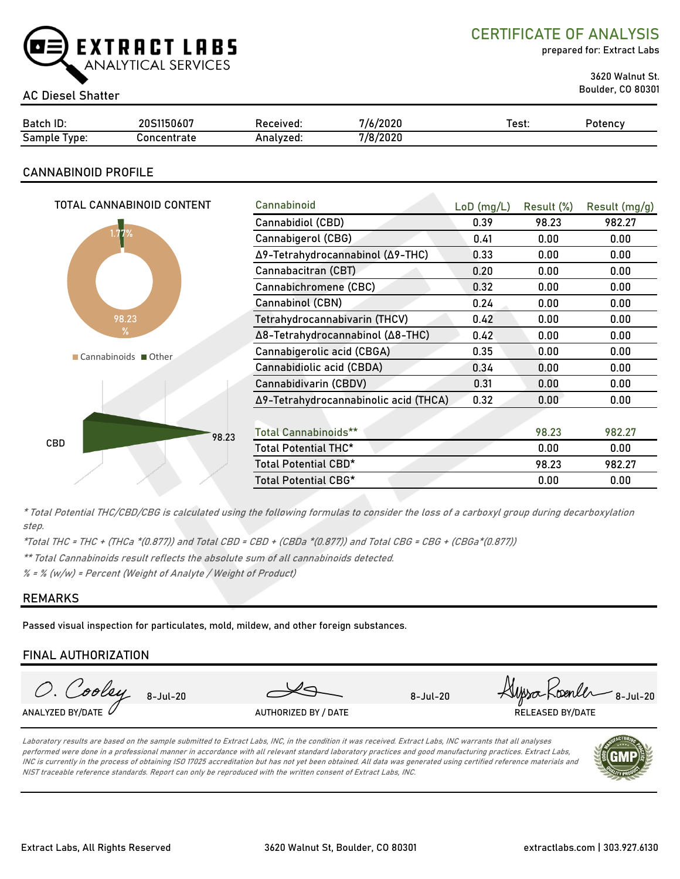EXTRACT LABS
ANALYTICAL SERVICES

# CERTIFICATE OF ANALYSIS

prepared for: Extract Labs

3620 Walnut St.
Boulder, CO 80301

AC Diesel Shatter

| Batch ID: | 20S1150607 | Received: | 7/6/2020 | Test: | Potency |
|---|---|---|---|---|---|
| Sample Type: | Concentrate | Analyzed: | 7/8/2020 | | |

## CANNABINOID PROFILE

TOTAL CANNABINOID CONTENT

1.77%
98.23 %

Cannabinoids ■ Other

CBD 98.23

| Cannabinoid | LoD (mg/L) | Result (%) | Result (mg/g) |
|---|---|---|---|
| Cannabidiol (CBD) | 0.39 | 98.23 | 982.27 |
| Cannabigerol (CBG) | 0.41 | 0.00 | 0.00 |
| Δ9-Tetrahydrocannabinol (Δ9-THC) | 0.33 | 0.00 | 0.00 |
| Cannabacitran (CBT) | 0.20 | 0.00 | 0.00 |
| Cannabichromene (CBC) | 0.32 | 0.00 | 0.00 |
| Cannabinol (CBN) | 0.24 | 0.00 | 0.00 |
| Tetrahydrocannabivarin (THCV) | 0.42 | 0.00 | 0.00 |
| Δ8-Tetrahydrocannabinol (Δ8-THC) | 0.42 | 0.00 | 0.00 |
| Cannabigerolic acid (CBGA) | 0.35 | 0.00 | 0.00 |
| Cannabidiolic acid (CBDA) | 0.34 | 0.00 | 0.00 |
| Cannabidivarin (CBDV) | 0.31 | 0.00 | 0.00 |
| Δ9-Tetrahydrocannabinolic acid (THCA) | 0.32 | 0.00 | 0.00 |
| | | | |
| Total Cannabinoids** | | 98.23 | 982.27 |
| Total Potential THC* | | 0.00 | 0.00 |
| Total Potential CBD* | | 98.23 | 982.27 |
| Total Potential CBG* | | 0.00 | 0.00 |

*\* Total Potential THC/CBD/CBG is calculated using the following formulas to consider the loss of a carboxyl group during decarboxylation step.*

*\*Total THC = THC + (THCa \*(0.877)) and Total CBD = CBD + (CBDa \*(0.877)) and Total CBG = CBG + (CBGa\*(0.877))*

*\*\* Total Cannabinoids result reflects the absolute sum of all cannabinoids detected.*

*% = % (w/w) = Percent (Weight of Analyte / Weight of Product)*

## REMARKS

Passed visual inspection for particulates, mold, mildew, and other foreign substances.

## FINAL AUTHORIZATION

| O. Cooley 8-Jul-20 | 8-Jul-20 | Alyssa Roehler 8-Jul-20 |
|---|---|---|
| ANALYZED BY/DATE | AUTHORIZED BY / DATE | RELEASED BY/DATE |

*Laboratory results are based on the sample submitted to Extract Labs, INC, in the condition it was received. Extract Labs, INC warrants that all analyses performed were done in a professional manner in accordance with all relevant standard laboratory practices and good manufacturing practices. Extract Labs, INC is currently in the process of obtaining ISO 17025 accreditation but has not yet been obtained. All data was generated using certified reference materials and NIST traceable reference standards. Report can only be reproduced with the written consent of Extract Labs, INC.*

Extract Labs, All Rights Reserved | 3620 Walnut St, Boulder, CO 80301 | extractlabs.com | 303.927.6130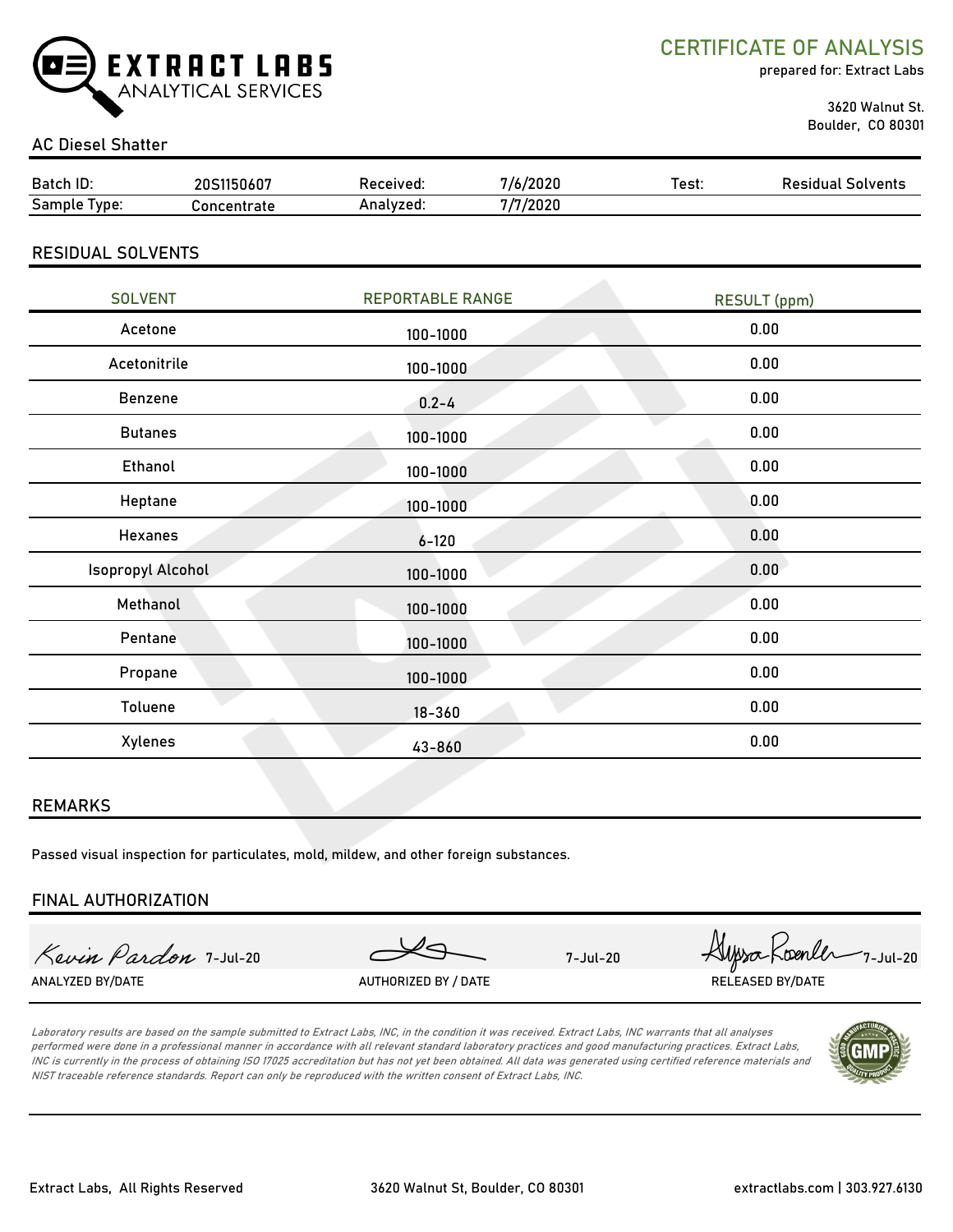EXTRACT LABS
ANALYTICAL SERVICES

# CERTIFICATE OF ANALYSIS

prepared for: Extract Labs

3620 Walnut St.
Boulder, CO 80301

AC Diesel Shatter

| Batch ID: | 20S1150607 | Received: | 7/6/2020 | Test: | Residual Solvents |
|---|---|---|---|---|---|
| Sample Type: | Concentrate | Analyzed: | 7/7/2020 | | |

## RESIDUAL SOLVENTS

| SOLVENT | REPORTABLE RANGE | RESULT (ppm) |
|---|---|---|
| Acetone | 100-1000 | 0.00 |
| Acetonitrile | 100-1000 | 0.00 |
| Benzene | 0.2-4 | 0.00 |
| Butanes | 100-1000 | 0.00 |
| Ethanol | 100-1000 | 0.00 |
| Heptane | 100-1000 | 0.00 |
| Hexanes | 6-120 | 0.00 |
| Isopropyl Alcohol | 100-1000 | 0.00 |
| Methanol | 100-1000 | 0.00 |
| Pentane | 100-1000 | 0.00 |
| Propane | 100-1000 | 0.00 |
| Toluene | 18-360 | 0.00 |
| Xylenes | 43-860 | 0.00 |

## REMARKS

Passed visual inspection for particulates, mold, mildew, and other foreign substances.

## FINAL AUTHORIZATION

| Kevin Pardon 7-Jul-20 | 7-Jul-20 | Alyssa Roenler 7-Jul-20 |
|---|---|---|
| ANALYZED BY/DATE | AUTHORIZED BY / DATE | RELEASED BY/DATE |

*Laboratory results are based on the sample submitted to Extract Labs, INC, in the condition it was received. Extract Labs, INC warrants that all analyses performed were done in a professional manner in accordance with all relevant standard laboratory practices and good manufacturing practices. Extract Labs, INC is currently in the process of obtaining ISO 17025 accreditation but has not yet been obtained. All data was generated using certified reference materials and NIST traceable reference standards. Report can only be reproduced with the written consent of Extract Labs, INC.*

Extract Labs, All Rights Reserved | 3620 Walnut St, Boulder, CO 80301 | extractlabs.com | 303.927.6130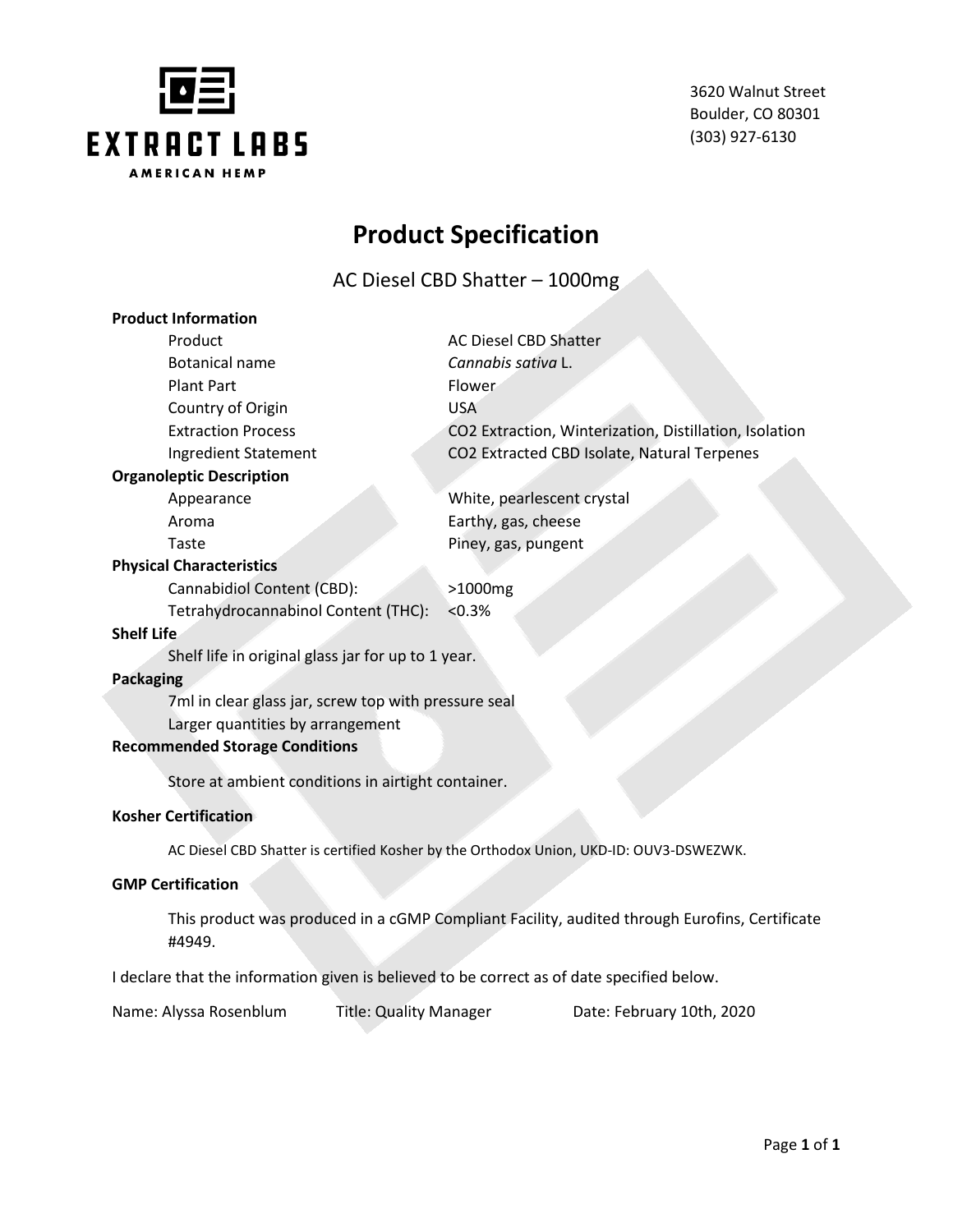EXTRACT LABS

AMERICAN HEMP

3620 Walnut Street
Boulder, CO 80301
(303) 927-6130

# Product Specification

## AC Diesel CBD Shatter – 1000mg

**Product Information**

| | |
|---|---|
| Product | AC Diesel CBD Shatter |
| Botanical name | *Cannabis sativa* L. |
| Plant Part | Flower |
| Country of Origin | USA |
| Extraction Process | CO2 Extraction, Winterization, Distillation, Isolation |
| Ingredient Statement | CO2 Extracted CBD Isolate, Natural Terpenes |

**Organoleptic Description**

| | |
|---|---|
| Appearance | White, pearlescent crystal |
| Aroma | Earthy, gas, cheese |
| Taste | Piney, gas, pungent |

**Physical Characteristics**

| | |
|---|---|
| Cannabidiol Content (CBD): | >1000mg |
| Tetrahydrocannabinol Content (THC): | <0.3% |

**Shelf Life**

Shelf life in original glass jar for up to 1 year.

**Packaging**

7ml in clear glass jar, screw top with pressure seal
Larger quantities by arrangement

**Recommended Storage Conditions**

Store at ambient conditions in airtight container.

**Kosher Certification**

AC Diesel CBD Shatter is certified Kosher by the Orthodox Union, UKD-ID: OUV3-DSWEZWK.

**GMP Certification**

This product was produced in a cGMP Compliant Facility, audited through Eurofins, Certificate #4949.

I declare that the information given is believed to be correct as of date specified below.

Name: Alyssa Rosenblum Title: Quality Manager Date: February 10th, 2020